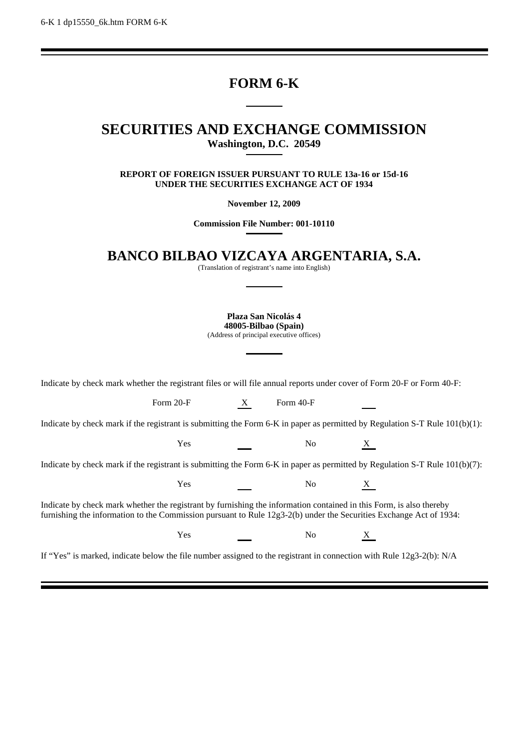6-K 1 dp15550_6k.htm FORM 6-K

# FORM 6-K

# SECURITIES AND EXCHANGE COMMISSION

**Washington, D.C. 20549**

**REPORT OF FOREIGN ISSUER PURSUANT TO RULE 13a-16 or 15d-16**
**UNDER THE SECURITIES EXCHANGE ACT OF 1934**

**November 12, 2009**

**Commission File Number: 001-10110**

# BANCO BILBAO VIZCAYA ARGENTARIA, S.A.

(Translation of registrant's name into English)

**Plaza San Nicolás 4**
**48005-Bilbao (Spain)**
(Address of principal executive offices)

Indicate by check mark whether the registrant files or will file annual reports under cover of Form 20-F or Form 40-F:

Form 20-F X Form 40-F ___

Indicate by check mark if the registrant is submitting the Form 6-K in paper as permitted by Regulation S-T Rule 101(b)(1):

Yes ___ No X

Indicate by check mark if the registrant is submitting the Form 6-K in paper as permitted by Regulation S-T Rule 101(b)(7):

Yes ___ No X

Indicate by check mark whether the registrant by furnishing the information contained in this Form, is also thereby furnishing the information to the Commission pursuant to Rule 12g3-2(b) under the Securities Exchange Act of 1934:

Yes ___ No X

If "Yes" is marked, indicate below the file number assigned to the registrant in connection with Rule 12g3-2(b): N/A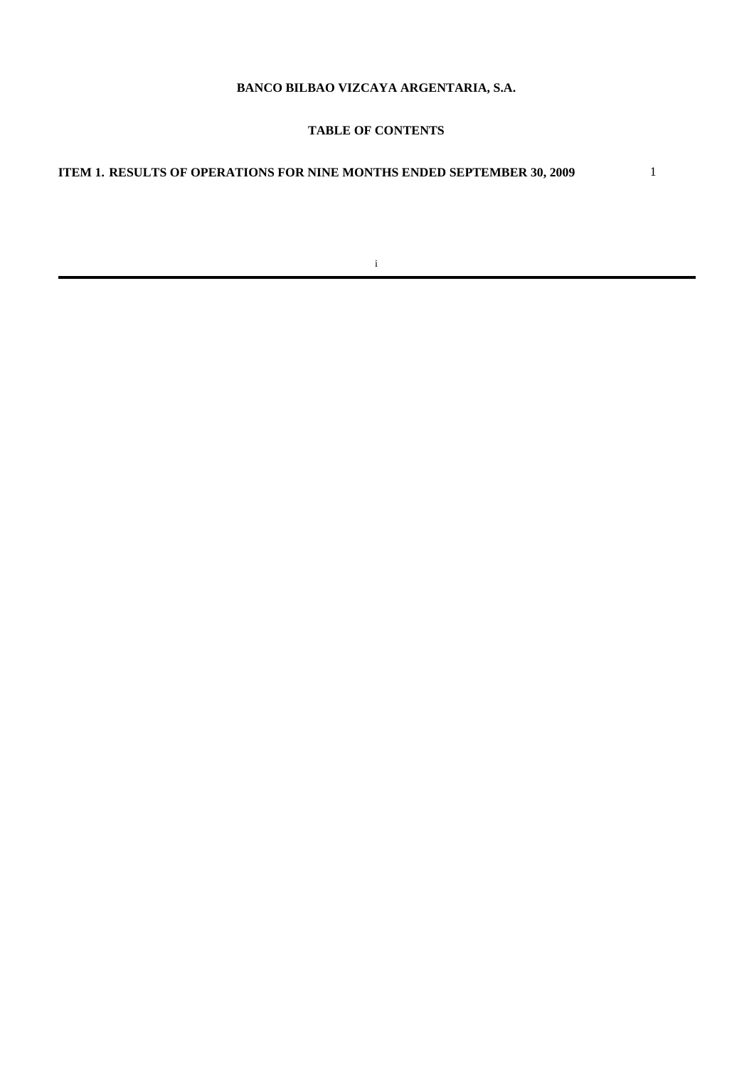**BANCO BILBAO VIZCAYA ARGENTARIA, S.A.**

**TABLE OF CONTENTS**

| | |
|---|---|
| **ITEM 1. RESULTS OF OPERATIONS FOR NINE MONTHS ENDED SEPTEMBER 30, 2009** | 1 |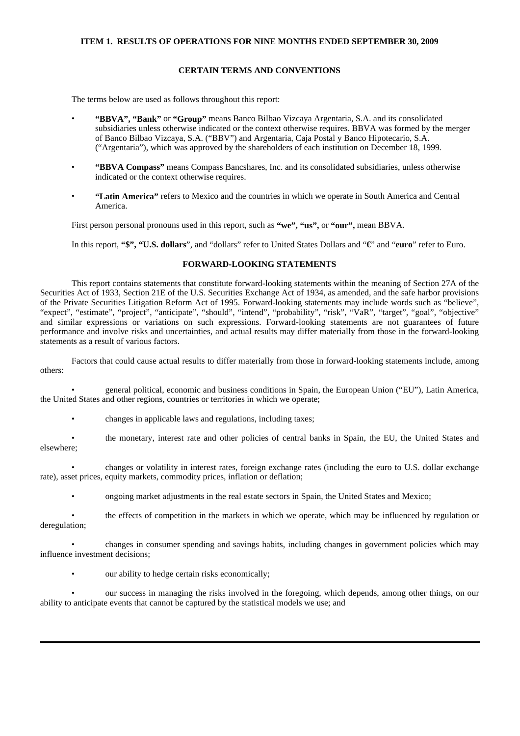**ITEM 1. RESULTS OF OPERATIONS FOR NINE MONTHS ENDED SEPTEMBER 30, 2009**

## CERTAIN TERMS AND CONVENTIONS

The terms below are used as follows throughout this report:

- **"BBVA", "Bank"** or **"Group"** means Banco Bilbao Vizcaya Argentaria, S.A. and its consolidated subsidiaries unless otherwise indicated or the context otherwise requires. BBVA was formed by the merger of Banco Bilbao Vizcaya, S.A. ("BBV") and Argentaria, Caja Postal y Banco Hipotecario, S.A. ("Argentaria"), which was approved by the shareholders of each institution on December 18, 1999.
- **"BBVA Compass"** means Compass Bancshares, Inc. and its consolidated subsidiaries, unless otherwise indicated or the context otherwise requires.
- **"Latin America"** refers to Mexico and the countries in which we operate in South America and Central America.

First person personal pronouns used in this report, such as **"we", "us",** or **"our",** mean BBVA.

In this report, **"$", "U.S. dollars**", and "dollars" refer to United States Dollars and "**€**" and "**euro**" refer to Euro.

## FORWARD-LOOKING STATEMENTS

This report contains statements that constitute forward-looking statements within the meaning of Section 27A of the Securities Act of 1933, Section 21E of the U.S. Securities Exchange Act of 1934, as amended, and the safe harbor provisions of the Private Securities Litigation Reform Act of 1995. Forward-looking statements may include words such as "believe", "expect", "estimate", "project", "anticipate", "should", "intend", "probability", "risk", "VaR", "target", "goal", "objective" and similar expressions or variations on such expressions. Forward-looking statements are not guarantees of future performance and involve risks and uncertainties, and actual results may differ materially from those in the forward-looking statements as a result of various factors.

Factors that could cause actual results to differ materially from those in forward-looking statements include, among others:

- general political, economic and business conditions in Spain, the European Union ("EU"), Latin America, the United States and other regions, countries or territories in which we operate;
- changes in applicable laws and regulations, including taxes;
- the monetary, interest rate and other policies of central banks in Spain, the EU, the United States and elsewhere;
- changes or volatility in interest rates, foreign exchange rates (including the euro to U.S. dollar exchange rate), asset prices, equity markets, commodity prices, inflation or deflation;
- ongoing market adjustments in the real estate sectors in Spain, the United States and Mexico;
- the effects of competition in the markets in which we operate, which may be influenced by regulation or deregulation;
- changes in consumer spending and savings habits, including changes in government policies which may influence investment decisions;
- our ability to hedge certain risks economically;
- our success in managing the risks involved in the foregoing, which depends, among other things, on our ability to anticipate events that cannot be captured by the statistical models we use; and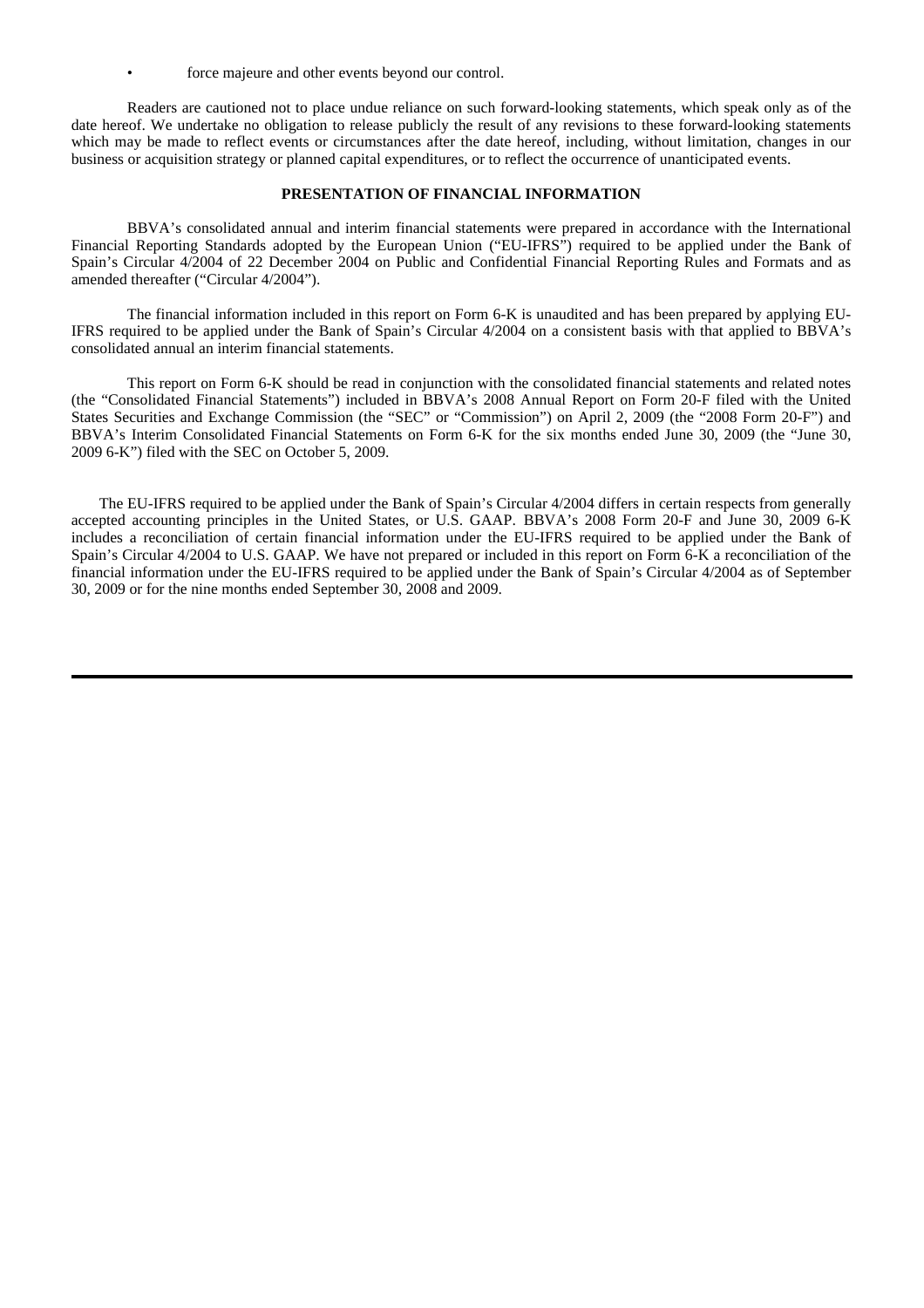- force majeure and other events beyond our control.

Readers are cautioned not to place undue reliance on such forward-looking statements, which speak only as of the date hereof. We undertake no obligation to release publicly the result of any revisions to these forward-looking statements which may be made to reflect events or circumstances after the date hereof, including, without limitation, changes in our business or acquisition strategy or planned capital expenditures, or to reflect the occurrence of unanticipated events.

## PRESENTATION OF FINANCIAL INFORMATION

BBVA's consolidated annual and interim financial statements were prepared in accordance with the International Financial Reporting Standards adopted by the European Union ("EU-IFRS") required to be applied under the Bank of Spain's Circular 4/2004 of 22 December 2004 on Public and Confidential Financial Reporting Rules and Formats and as amended thereafter ("Circular 4/2004").

The financial information included in this report on Form 6-K is unaudited and has been prepared by applying EU-IFRS required to be applied under the Bank of Spain's Circular 4/2004 on a consistent basis with that applied to BBVA's consolidated annual an interim financial statements.

This report on Form 6-K should be read in conjunction with the consolidated financial statements and related notes (the "Consolidated Financial Statements") included in BBVA's 2008 Annual Report on Form 20-F filed with the United States Securities and Exchange Commission (the "SEC" or "Commission") on April 2, 2009 (the "2008 Form 20-F") and BBVA's Interim Consolidated Financial Statements on Form 6-K for the six months ended June 30, 2009 (the "June 30, 2009 6-K") filed with the SEC on October 5, 2009.

The EU-IFRS required to be applied under the Bank of Spain's Circular 4/2004 differs in certain respects from generally accepted accounting principles in the United States, or U.S. GAAP. BBVA's 2008 Form 20-F and June 30, 2009 6-K includes a reconciliation of certain financial information under the EU-IFRS required to be applied under the Bank of Spain's Circular 4/2004 to U.S. GAAP. We have not prepared or included in this report on Form 6-K a reconciliation of the financial information under the EU-IFRS required to be applied under the Bank of Spain's Circular 4/2004 as of September 30, 2009 or for the nine months ended September 30, 2008 and 2009.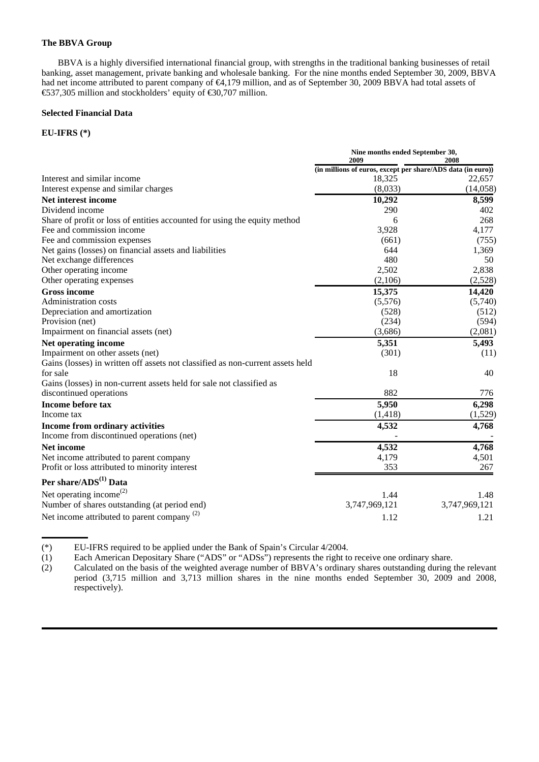**The BBVA Group**

BBVA is a highly diversified international financial group, with strengths in the traditional banking businesses of retail banking, asset management, private banking and wholesale banking. For the nine months ended September 30, 2009, BBVA had net income attributed to parent company of €4,179 million, and as of September 30, 2009 BBVA had total assets of €537,305 million and stockholders' equity of €30,707 million.

**Selected Financial Data**

**EU-IFRS (*)**

| | Nine months ended September 30, | |
|---|---|---|
| | 2009 | 2008 |
| | (in millions of euros, except per share/ADS data (in euro)) | |
| Interest and similar income | 18,325 | 22,657 |
| Interest expense and similar charges | (8,033) | (14,058) |
| **Net interest income** | **10,292** | **8,599** |
| Dividend income | 290 | 402 |
| Share of profit or loss of entities accounted for using the equity method | 6 | 268 |
| Fee and commission income | 3,928 | 4,177 |
| Fee and commission expenses | (661) | (755) |
| Net gains (losses) on financial assets and liabilities | 644 | 1,369 |
| Net exchange differences | 480 | 50 |
| Other operating income | 2,502 | 2,838 |
| Other operating expenses | (2,106) | (2,528) |
| **Gross income** | **15,375** | **14,420** |
| Administration costs | (5,576) | (5,740) |
| Depreciation and amortization | (528) | (512) |
| Provision (net) | (234) | (594) |
| Impairment on financial assets (net) | (3,686) | (2,081) |
| **Net operating income** | **5,351** | **5,493** |
| Impairment on other assets (net) | (301) | (11) |
| Gains (losses) in written off assets not classified as non-current assets held for sale | 18 | 40 |
| Gains (losses) in non-current assets held for sale not classified as discontinued operations | 882 | 776 |
| **Income before tax** | **5,950** | **6,298** |
| Income tax | (1,418) | (1,529) |
| **Income from ordinary activities** | **4,532** | **4,768** |
| Income from discontinued operations (net) | - | - |
| **Net income** | **4,532** | **4,768** |
| Net income attributed to parent company | 4,179 | 4,501 |
| Profit or loss attributed to minority interest | 353 | 267 |
| **Per share/ADS[(1)] Data** | | |
| Net operating income[(2)] | 1.44 | 1.48 |
| Number of shares outstanding (at period end) | 3,747,969,121 | 3,747,969,121 |
| Net income attributed to parent company [(2)] | 1.12 | 1.21 |

(*) EU-IFRS required to be applied under the Bank of Spain's Circular 4/2004.

(1) Each American Depositary Share ("ADS" or "ADSs") represents the right to receive one ordinary share.

(2) Calculated on the basis of the weighted average number of BBVA's ordinary shares outstanding during the relevant period (3,715 million and 3,713 million shares in the nine months ended September 30, 2009 and 2008, respectively).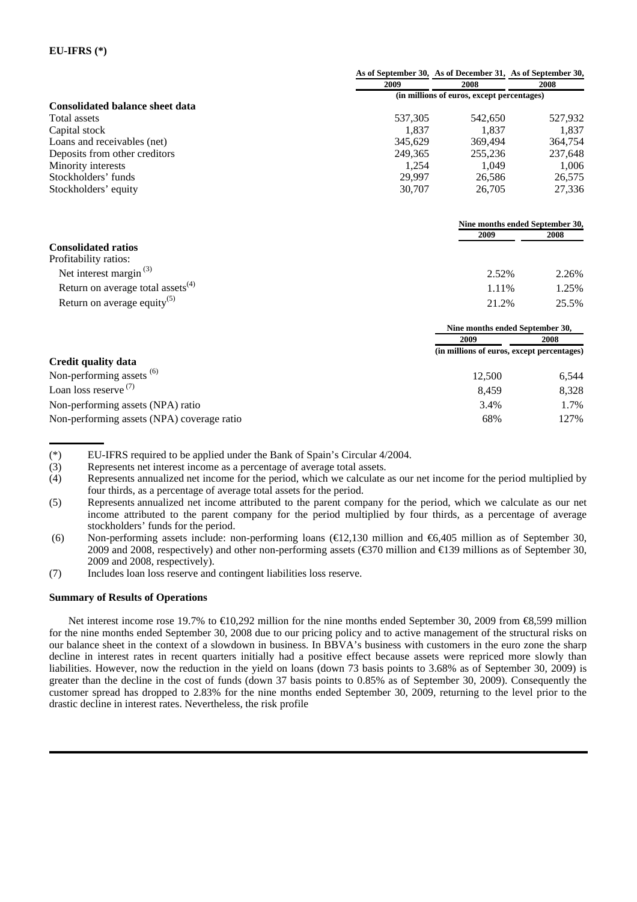**EU-IFRS (*)**

| | As of September 30, 2009 | As of December 31, 2008 | As of September 30, 2008 |
|---|---|---|---|
| | (in millions of euros, except percentages) | | |
| **Consolidated balance sheet data** | | | |
| Total assets | 537,305 | 542,650 | 527,932 |
| Capital stock | 1,837 | 1,837 | 1,837 |
| Loans and receivables (net) | 345,629 | 369,494 | 364,754 |
| Deposits from other creditors | 249,365 | 255,236 | 237,648 |
| Minority interests | 1,254 | 1,049 | 1,006 |
| Stockholders' funds | 29,997 | 26,586 | 26,575 |
| Stockholders' equity | 30,707 | 26,705 | 27,336 |

| | Nine months ended September 30, | |
|---|---|---|
| | 2009 | 2008 |
| **Consolidated ratios** | | |
| Profitability ratios: | | |
| Net interest margin [(3)] | 2.52% | 2.26% |
| Return on average total assets[(4)] | 1.11% | 1.25% |
| Return on average equity[(5)] | 21.2% | 25.5% |

| | Nine months ended September 30, | |
|---|---|---|
| | 2009 | 2008 |
| | (in millions of euros, except percentages) | |
| **Credit quality data** | | |
| Non-performing assets [(6)] | 12,500 | 6,544 |
| Loan loss reserve [(7)] | 8,459 | 8,328 |
| Non-performing assets (NPA) ratio | 3.4% | 1.7% |
| Non-performing assets (NPA) coverage ratio | 68% | 127% |

(*) EU-IFRS required to be applied under the Bank of Spain's Circular 4/2004.

(3) Represents net interest income as a percentage of average total assets.

(4) Represents annualized net income for the period, which we calculate as our net income for the period multiplied by four thirds, as a percentage of average total assets for the period.

(5) Represents annualized net income attributed to the parent company for the period, which we calculate as our net income attributed to the parent company for the period multiplied by four thirds, as a percentage of average stockholders' funds for the period.

(6) Non-performing assets include: non-performing loans (€12,130 million and €6,405 million as of September 30, 2009 and 2008, respectively) and other non-performing assets (€370 million and €139 millions as of September 30, 2009 and 2008, respectively).

(7) Includes loan loss reserve and contingent liabilities loss reserve.

**Summary of Results of Operations**

Net interest income rose 19.7% to €10,292 million for the nine months ended September 30, 2009 from €8,599 million for the nine months ended September 30, 2008 due to our pricing policy and to active management of the structural risks on our balance sheet in the context of a slowdown in business. In BBVA's business with customers in the euro zone the sharp decline in interest rates in recent quarters initially had a positive effect because assets were repriced more slowly than liabilities. However, now the reduction in the yield on loans (down 73 basis points to 3.68% as of September 30, 2009) is greater than the decline in the cost of funds (down 37 basis points to 0.85% as of September 30, 2009). Consequently the customer spread has dropped to 2.83% for the nine months ended September 30, 2009, returning to the level prior to the drastic decline in interest rates. Nevertheless, the risk profile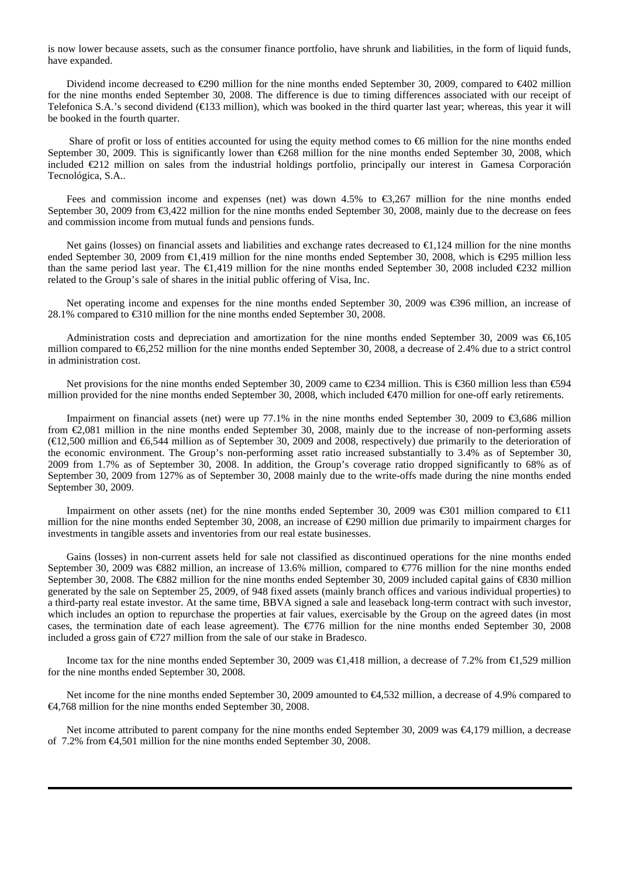is now lower because assets, such as the consumer finance portfolio, have shrunk and liabilities, in the form of liquid funds, have expanded.

Dividend income decreased to €290 million for the nine months ended September 30, 2009, compared to €402 million for the nine months ended September 30, 2008. The difference is due to timing differences associated with our receipt of Telefonica S.A.'s second dividend (€133 million), which was booked in the third quarter last year; whereas, this year it will be booked in the fourth quarter.

Share of profit or loss of entities accounted for using the equity method comes to €6 million for the nine months ended September 30, 2009. This is significantly lower than €268 million for the nine months ended September 30, 2008, which included €212 million on sales from the industrial holdings portfolio, principally our interest in Gamesa Corporación Tecnológica, S.A..

Fees and commission income and expenses (net) was down 4.5% to €3,267 million for the nine months ended September 30, 2009 from €3,422 million for the nine months ended September 30, 2008, mainly due to the decrease on fees and commission income from mutual funds and pensions funds.

Net gains (losses) on financial assets and liabilities and exchange rates decreased to €1,124 million for the nine months ended September 30, 2009 from €1,419 million for the nine months ended September 30, 2008, which is €295 million less than the same period last year. The €1,419 million for the nine months ended September 30, 2008 included €232 million related to the Group's sale of shares in the initial public offering of Visa, Inc.

Net operating income and expenses for the nine months ended September 30, 2009 was €396 million, an increase of 28.1% compared to €310 million for the nine months ended September 30, 2008.

Administration costs and depreciation and amortization for the nine months ended September 30, 2009 was €6,105 million compared to €6,252 million for the nine months ended September 30, 2008, a decrease of 2.4% due to a strict control in administration cost.

Net provisions for the nine months ended September 30, 2009 came to €234 million. This is €360 million less than €594 million provided for the nine months ended September 30, 2008, which included €470 million for one-off early retirements.

Impairment on financial assets (net) were up 77.1% in the nine months ended September 30, 2009 to €3,686 million from €2,081 million in the nine months ended September 30, 2008, mainly due to the increase of non-performing assets (€12,500 million and €6,544 million as of September 30, 2009 and 2008, respectively) due primarily to the deterioration of the economic environment. The Group's non-performing asset ratio increased substantially to 3.4% as of September 30, 2009 from 1.7% as of September 30, 2008. In addition, the Group's coverage ratio dropped significantly to 68% as of September 30, 2009 from 127% as of September 30, 2008 mainly due to the write-offs made during the nine months ended September 30, 2009.

Impairment on other assets (net) for the nine months ended September 30, 2009 was €301 million compared to €11 million for the nine months ended September 30, 2008, an increase of €290 million due primarily to impairment charges for investments in tangible assets and inventories from our real estate businesses.

Gains (losses) in non-current assets held for sale not classified as discontinued operations for the nine months ended September 30, 2009 was €882 million, an increase of 13.6% million, compared to €776 million for the nine months ended September 30, 2008. The €882 million for the nine months ended September 30, 2009 included capital gains of €830 million generated by the sale on September 25, 2009, of 948 fixed assets (mainly branch offices and various individual properties) to a third-party real estate investor. At the same time, BBVA signed a sale and leaseback long-term contract with such investor, which includes an option to repurchase the properties at fair values, exercisable by the Group on the agreed dates (in most cases, the termination date of each lease agreement). The €776 million for the nine months ended September 30, 2008 included a gross gain of €727 million from the sale of our stake in Bradesco.

Income tax for the nine months ended September 30, 2009 was €1,418 million, a decrease of 7.2% from €1,529 million for the nine months ended September 30, 2008.

Net income for the nine months ended September 30, 2009 amounted to €4,532 million, a decrease of 4.9% compared to €4,768 million for the nine months ended September 30, 2008.

Net income attributed to parent company for the nine months ended September 30, 2009 was €4,179 million, a decrease of 7.2% from €4,501 million for the nine months ended September 30, 2008.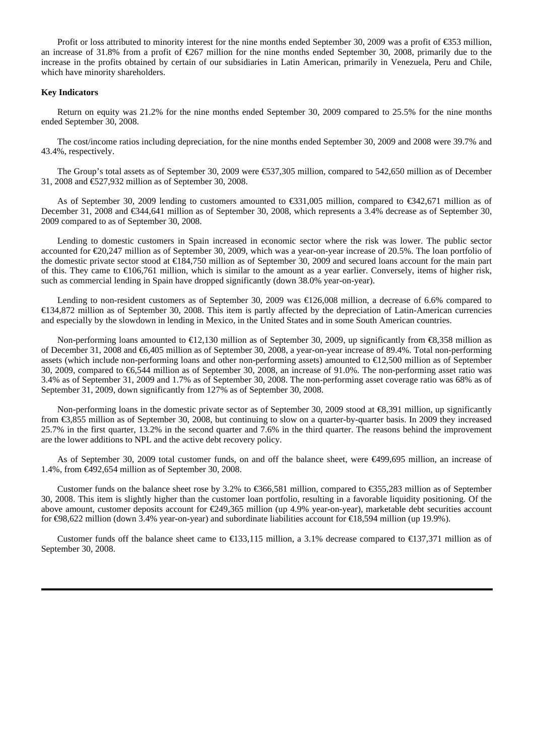Profit or loss attributed to minority interest for the nine months ended September 30, 2009 was a profit of €353 million, an increase of 31.8% from a profit of €267 million for the nine months ended September 30, 2008, primarily due to the increase in the profits obtained by certain of our subsidiaries in Latin American, primarily in Venezuela, Peru and Chile, which have minority shareholders.

**Key Indicators**

Return on equity was 21.2% for the nine months ended September 30, 2009 compared to 25.5% for the nine months ended September 30, 2008.

The cost/income ratios including depreciation, for the nine months ended September 30, 2009 and 2008 were 39.7% and 43.4%, respectively.

The Group's total assets as of September 30, 2009 were €537,305 million, compared to 542,650 million as of December 31, 2008 and €527,932 million as of September 30, 2008.

As of September 30, 2009 lending to customers amounted to €331,005 million, compared to €342,671 million as of December 31, 2008 and €344,641 million as of September 30, 2008, which represents a 3.4% decrease as of September 30, 2009 compared to as of September 30, 2008.

Lending to domestic customers in Spain increased in economic sector where the risk was lower. The public sector accounted for €20,247 million as of September 30, 2009, which was a year-on-year increase of 20.5%. The loan portfolio of the domestic private sector stood at €184,750 million as of September 30, 2009 and secured loans account for the main part of this. They came to €106,761 million, which is similar to the amount as a year earlier. Conversely, items of higher risk, such as commercial lending in Spain have dropped significantly (down 38.0% year-on-year).

Lending to non-resident customers as of September 30, 2009 was €126,008 million, a decrease of 6.6% compared to €134,872 million as of September 30, 2008. This item is partly affected by the depreciation of Latin-American currencies and especially by the slowdown in lending in Mexico, in the United States and in some South American countries.

Non-performing loans amounted to €12,130 million as of September 30, 2009, up significantly from €8,358 million as of December 31, 2008 and €6,405 million as of September 30, 2008, a year-on-year increase of 89.4%. Total non-performing assets (which include non-performing loans and other non-performing assets) amounted to €12,500 million as of September 30, 2009, compared to €6,544 million as of September 30, 2008, an increase of 91.0%. The non-performing asset ratio was 3.4% as of September 31, 2009 and 1.7% as of September 30, 2008. The non-performing asset coverage ratio was 68% as of September 31, 2009, down significantly from 127% as of September 30, 2008.

Non-performing loans in the domestic private sector as of September 30, 2009 stood at €8,391 million, up significantly from €3,855 million as of September 30, 2008, but continuing to slow on a quarter-by-quarter basis. In 2009 they increased 25.7% in the first quarter, 13.2% in the second quarter and 7.6% in the third quarter. The reasons behind the improvement are the lower additions to NPL and the active debt recovery policy.

As of September 30, 2009 total customer funds, on and off the balance sheet, were €499,695 million, an increase of 1.4%, from €492,654 million as of September 30, 2008.

Customer funds on the balance sheet rose by 3.2% to €366,581 million, compared to €355,283 million as of September 30, 2008. This item is slightly higher than the customer loan portfolio, resulting in a favorable liquidity positioning. Of the above amount, customer deposits account for €249,365 million (up 4.9% year-on-year), marketable debt securities account for €98,622 million (down 3.4% year-on-year) and subordinate liabilities account for €18,594 million (up 19.9%).

Customer funds off the balance sheet came to €133,115 million, a 3.1% decrease compared to €137,371 million as of September 30, 2008.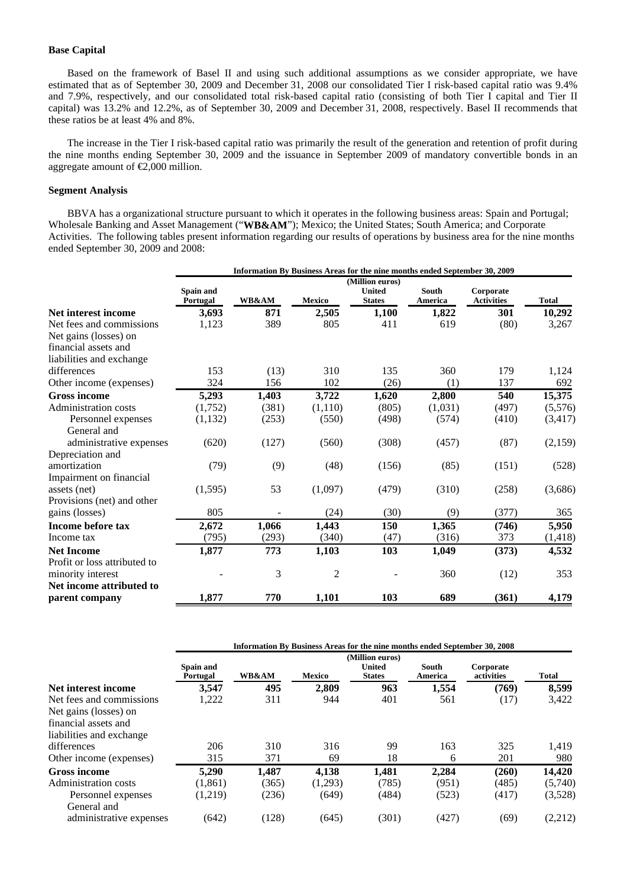**Base Capital**

Based on the framework of Basel II and using such additional assumptions as we consider appropriate, we have estimated that as of September 30, 2009 and December 31, 2008 our consolidated Tier I risk-based capital ratio was 9.4% and 7.9%, respectively, and our consolidated total risk-based capital ratio (consisting of both Tier I capital and Tier II capital) was 13.2% and 12.2%, as of September 30, 2009 and December 31, 2008, respectively. Basel II recommends that these ratios be at least 4% and 8%.

The increase in the Tier I risk-based capital ratio was primarily the result of the generation and retention of profit during the nine months ending September 30, 2009 and the issuance in September 2009 of mandatory convertible bonds in an aggregate amount of €2,000 million.

**Segment Analysis**

BBVA has a organizational structure pursuant to which it operates in the following business areas: Spain and Portugal; Wholesale Banking and Asset Management ("**WB&AM**"); Mexico; the United States; South America; and Corporate Activities. The following tables present information regarding our results of operations by business area for the nine months ended September 30, 2009 and 2008:

| | Information By Business Areas for the nine months ended September 30, 2009 (Million euros) | | | | | | |
|---|---|---|---|---|---|---|---|
| | Spain and Portugal | WB&AM | Mexico | United States | South America | Corporate Activities | Total |
| **Net interest income** | **3,693** | **871** | **2,505** | **1,100** | **1,822** | **301** | **10,292** |
| Net fees and commissions | 1,123 | 389 | 805 | 411 | 619 | (80) | 3,267 |
| Net gains (losses) on financial assets and liabilities and exchange differences | 153 | (13) | 310 | 135 | 360 | 179 | 1,124 |
| Other income (expenses) | 324 | 156 | 102 | (26) | (1) | 137 | 692 |
| **Gross income** | **5,293** | **1,403** | **3,722** | **1,620** | **2,800** | **540** | **15,375** |
| Administration costs | (1,752) | (381) | (1,110) | (805) | (1,031) | (497) | (5,576) |
| Personnel expenses | (1,132) | (253) | (550) | (498) | (574) | (410) | (3,417) |
| General and administrative expenses | (620) | (127) | (560) | (308) | (457) | (87) | (2,159) |
| Depreciation and amortization | (79) | (9) | (48) | (156) | (85) | (151) | (528) |
| Impairment on financial assets (net) | (1,595) | 53 | (1,097) | (479) | (310) | (258) | (3,686) |
| Provisions (net) and other gains (losses) | 805 | - | (24) | (30) | (9) | (377) | 365 |
| **Income before tax** | **2,672** | **1,066** | **1,443** | **150** | **1,365** | **(746)** | **5,950** |
| Income tax | (795) | (293) | (340) | (47) | (316) | 373 | (1,418) |
| **Net Income** | **1,877** | **773** | **1,103** | **103** | **1,049** | **(373)** | **4,532** |
| Profit or loss attributed to minority interest | - | 3 | 2 | - | 360 | (12) | 353 |
| **Net income attributed to parent company** | **1,877** | **770** | **1,101** | **103** | **689** | **(361)** | **4,179** |

| | Information By Business Areas for the nine months ended September 30, 2008 (Million euros) | | | | | | |
|---|---|---|---|---|---|---|---|
| | Spain and Portugal | WB&AM | Mexico | United States | South America | Corporate activities | Total |
| **Net interest income** | **3,547** | **495** | **2,809** | **963** | **1,554** | **(769)** | **8,599** |
| Net fees and commissions | 1,222 | 311 | 944 | 401 | 561 | (17) | 3,422 |
| Net gains (losses) on financial assets and liabilities and exchange differences | 206 | 310 | 316 | 99 | 163 | 325 | 1,419 |
| Other income (expenses) | 315 | 371 | 69 | 18 | 6 | 201 | 980 |
| **Gross income** | **5,290** | **1,487** | **4,138** | **1,481** | **2,284** | **(260)** | **14,420** |
| Administration costs | (1,861) | (365) | (1,293) | (785) | (951) | (485) | (5,740) |
| Personnel expenses | (1,219) | (236) | (649) | (484) | (523) | (417) | (3,528) |
| General and administrative expenses | (642) | (128) | (645) | (301) | (427) | (69) | (2,212) |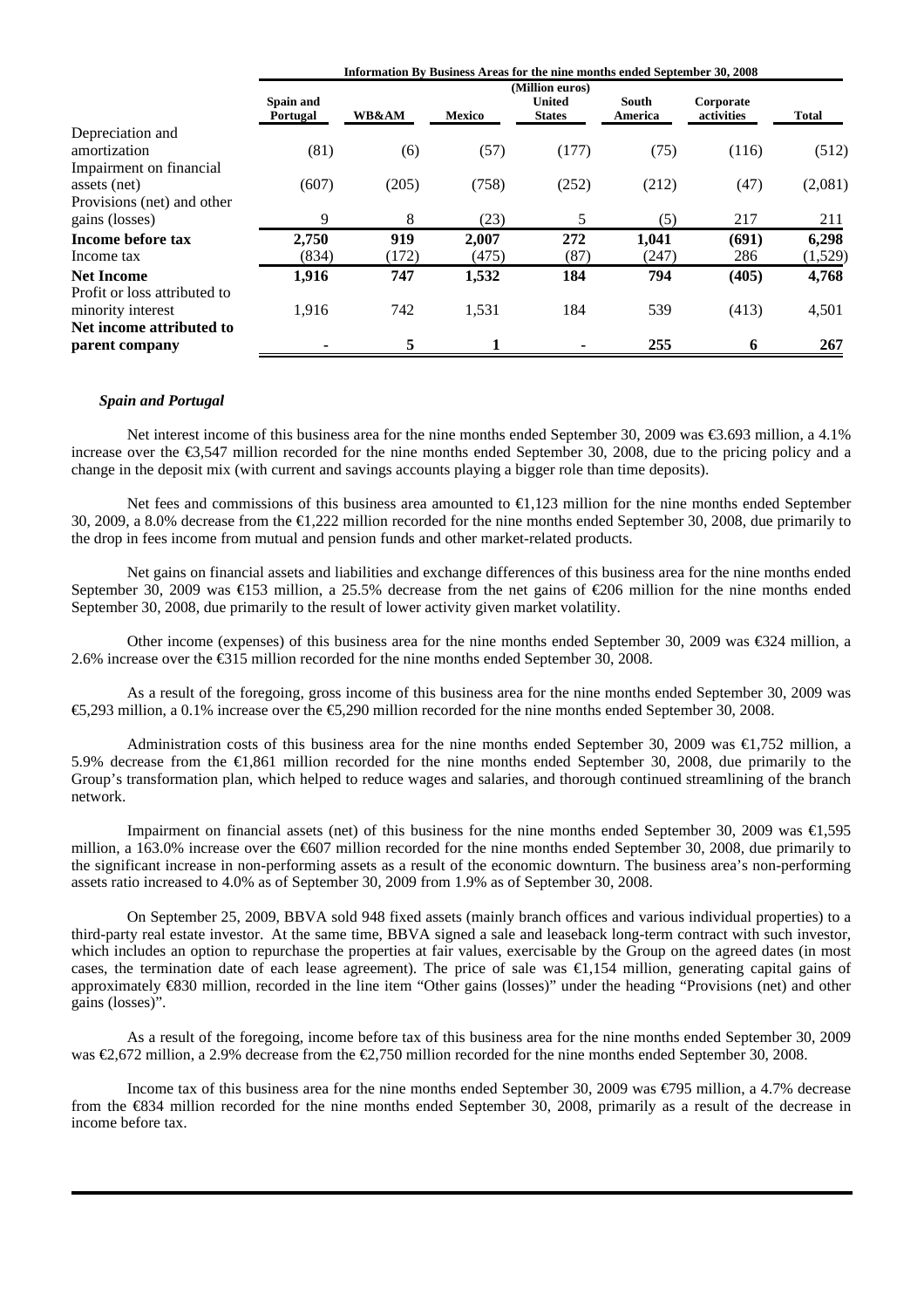| | Information By Business Areas for the nine months ended September 30, 2008 | | | | | | |
|---|---|---|---|---|---|---|---|
| | (Million euros) | | | | | | |
| | Spain and Portugal | WB&AM | Mexico | United States | South America | Corporate activities | Total |
| Depreciation and amortization | (81) | (6) | (57) | (177) | (75) | (116) | (512) |
| Impairment on financial assets (net) | (607) | (205) | (758) | (252) | (212) | (47) | (2,081) |
| Provisions (net) and other gains (losses) | 9 | 8 | (23) | 5 | (5) | 217 | 211 |
| **Income before tax** | **2,750** | **919** | **2,007** | **272** | **1,041** | **(691)** | **6,298** |
| Income tax | (834) | (172) | (475) | (87) | (247) | 286 | (1,529) |
| **Net Income** | **1,916** | **747** | **1,532** | **184** | **794** | **(405)** | **4,768** |
| Profit or loss attributed to minority interest | 1,916 | 742 | 1,531 | 184 | 539 | (413) | 4,501 |
| **Net income attributed to parent company** | **-** | **5** | **1** | **-** | **255** | **6** | **267** |

***Spain and Portugal***

Net interest income of this business area for the nine months ended September 30, 2009 was €3.693 million, a 4.1% increase over the €3,547 million recorded for the nine months ended September 30, 2008, due to the pricing policy and a change in the deposit mix (with current and savings accounts playing a bigger role than time deposits).

Net fees and commissions of this business area amounted to €1,123 million for the nine months ended September 30, 2009, a 8.0% decrease from the €1,222 million recorded for the nine months ended September 30, 2008, due primarily to the drop in fees income from mutual and pension funds and other market-related products.

Net gains on financial assets and liabilities and exchange differences of this business area for the nine months ended September 30, 2009 was €153 million, a 25.5% decrease from the net gains of €206 million for the nine months ended September 30, 2008, due primarily to the result of lower activity given market volatility.

Other income (expenses) of this business area for the nine months ended September 30, 2009 was €324 million, a 2.6% increase over the €315 million recorded for the nine months ended September 30, 2008.

As a result of the foregoing, gross income of this business area for the nine months ended September 30, 2009 was €5,293 million, a 0.1% increase over the €5,290 million recorded for the nine months ended September 30, 2008.

Administration costs of this business area for the nine months ended September 30, 2009 was €1,752 million, a 5.9% decrease from the €1,861 million recorded for the nine months ended September 30, 2008, due primarily to the Group's transformation plan, which helped to reduce wages and salaries, and thorough continued streamlining of the branch network.

Impairment on financial assets (net) of this business for the nine months ended September 30, 2009 was €1,595 million, a 163.0% increase over the €607 million recorded for the nine months ended September 30, 2008, due primarily to the significant increase in non-performing assets as a result of the economic downturn. The business area's non-performing assets ratio increased to 4.0% as of September 30, 2009 from 1.9% as of September 30, 2008.

On September 25, 2009, BBVA sold 948 fixed assets (mainly branch offices and various individual properties) to a third-party real estate investor. At the same time, BBVA signed a sale and leaseback long-term contract with such investor, which includes an option to repurchase the properties at fair values, exercisable by the Group on the agreed dates (in most cases, the termination date of each lease agreement). The price of sale was €1,154 million, generating capital gains of approximately €830 million, recorded in the line item "Other gains (losses)" under the heading "Provisions (net) and other gains (losses)".

As a result of the foregoing, income before tax of this business area for the nine months ended September 30, 2009 was €2,672 million, a 2.9% decrease from the €2,750 million recorded for the nine months ended September 30, 2008.

Income tax of this business area for the nine months ended September 30, 2009 was €795 million, a 4.7% decrease from the €834 million recorded for the nine months ended September 30, 2008, primarily as a result of the decrease in income before tax.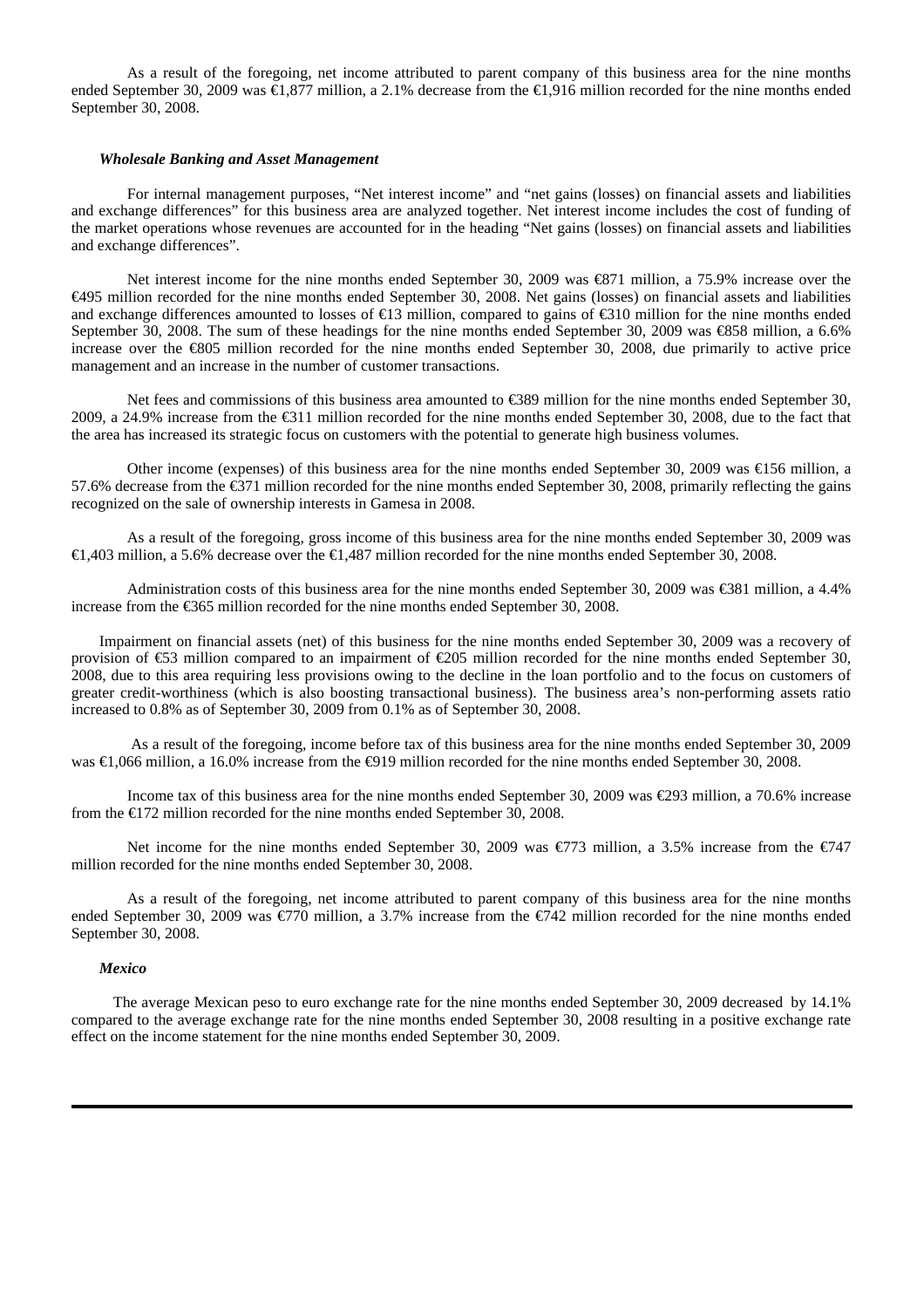As a result of the foregoing, net income attributed to parent company of this business area for the nine months ended September 30, 2009 was €1,877 million, a 2.1% decrease from the €1,916 million recorded for the nine months ended September 30, 2008.

### *Wholesale Banking and Asset Management*

For internal management purposes, "Net interest income" and "net gains (losses) on financial assets and liabilities and exchange differences" for this business area are analyzed together. Net interest income includes the cost of funding of the market operations whose revenues are accounted for in the heading "Net gains (losses) on financial assets and liabilities and exchange differences".

Net interest income for the nine months ended September 30, 2009 was €871 million, a 75.9% increase over the €495 million recorded for the nine months ended September 30, 2008. Net gains (losses) on financial assets and liabilities and exchange differences amounted to losses of €13 million, compared to gains of €310 million for the nine months ended September 30, 2008. The sum of these headings for the nine months ended September 30, 2009 was €858 million, a 6.6% increase over the €805 million recorded for the nine months ended September 30, 2008, due primarily to active price management and an increase in the number of customer transactions.

Net fees and commissions of this business area amounted to €389 million for the nine months ended September 30, 2009, a 24.9% increase from the €311 million recorded for the nine months ended September 30, 2008, due to the fact that the area has increased its strategic focus on customers with the potential to generate high business volumes.

Other income (expenses) of this business area for the nine months ended September 30, 2009 was €156 million, a 57.6% decrease from the €371 million recorded for the nine months ended September 30, 2008, primarily reflecting the gains recognized on the sale of ownership interests in Gamesa in 2008.

As a result of the foregoing, gross income of this business area for the nine months ended September 30, 2009 was €1,403 million, a 5.6% decrease over the €1,487 million recorded for the nine months ended September 30, 2008.

Administration costs of this business area for the nine months ended September 30, 2009 was €381 million, a 4.4% increase from the €365 million recorded for the nine months ended September 30, 2008.

Impairment on financial assets (net) of this business for the nine months ended September 30, 2009 was a recovery of provision of €53 million compared to an impairment of €205 million recorded for the nine months ended September 30, 2008, due to this area requiring less provisions owing to the decline in the loan portfolio and to the focus on customers of greater credit-worthiness (which is also boosting transactional business). The business area's non-performing assets ratio increased to 0.8% as of September 30, 2009 from 0.1% as of September 30, 2008.

As a result of the foregoing, income before tax of this business area for the nine months ended September 30, 2009 was €1,066 million, a 16.0% increase from the €919 million recorded for the nine months ended September 30, 2008.

Income tax of this business area for the nine months ended September 30, 2009 was €293 million, a 70.6% increase from the €172 million recorded for the nine months ended September 30, 2008.

Net income for the nine months ended September 30, 2009 was €773 million, a 3.5% increase from the €747 million recorded for the nine months ended September 30, 2008.

As a result of the foregoing, net income attributed to parent company of this business area for the nine months ended September 30, 2009 was €770 million, a 3.7% increase from the €742 million recorded for the nine months ended September 30, 2008.

### *Mexico*

The average Mexican peso to euro exchange rate for the nine months ended September 30, 2009 decreased by 14.1% compared to the average exchange rate for the nine months ended September 30, 2008 resulting in a positive exchange rate effect on the income statement for the nine months ended September 30, 2009.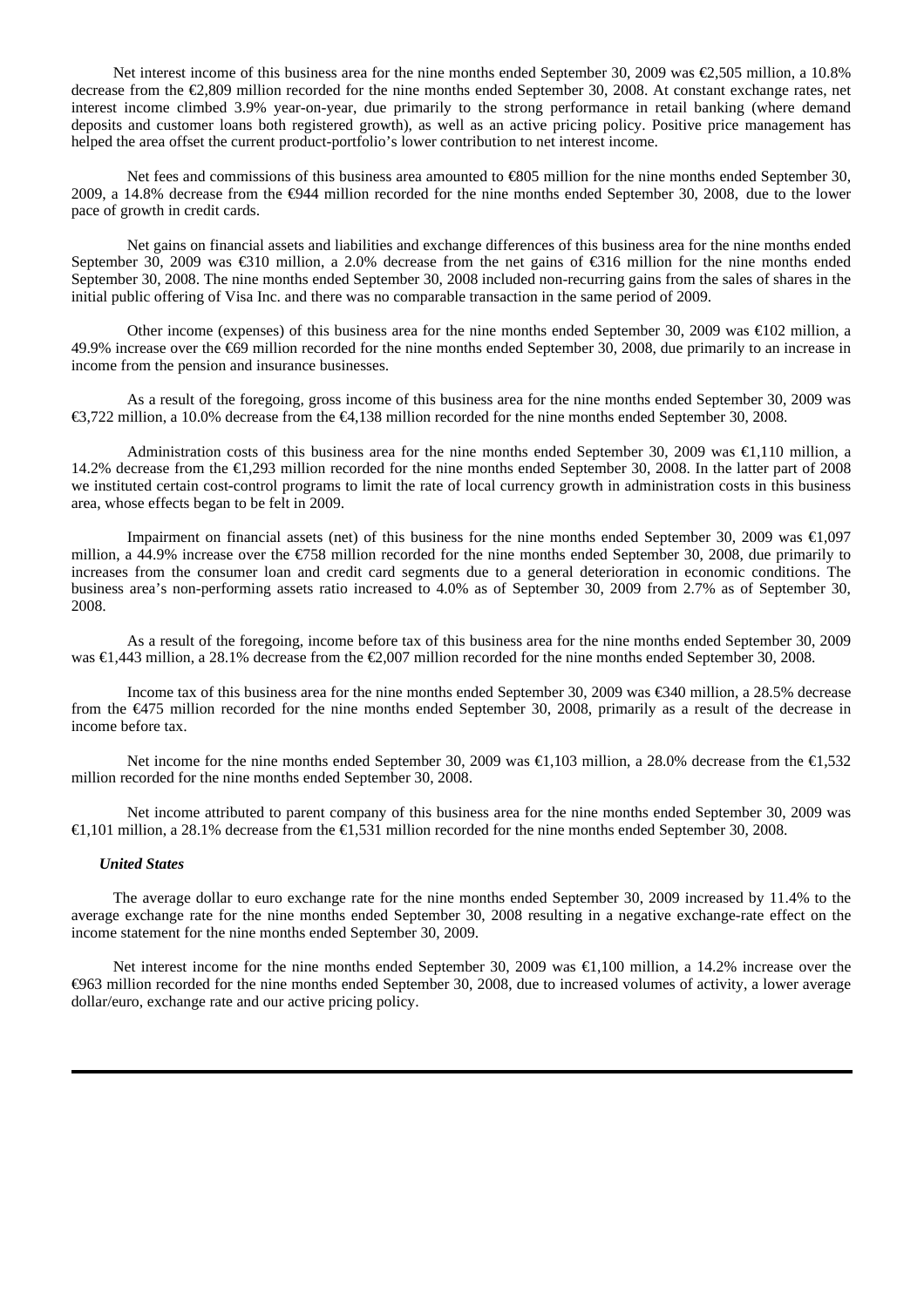Net interest income of this business area for the nine months ended September 30, 2009 was €2,505 million, a 10.8% decrease from the €2,809 million recorded for the nine months ended September 30, 2008. At constant exchange rates, net interest income climbed 3.9% year-on-year, due primarily to the strong performance in retail banking (where demand deposits and customer loans both registered growth), as well as an active pricing policy. Positive price management has helped the area offset the current product-portfolio's lower contribution to net interest income.

Net fees and commissions of this business area amounted to €805 million for the nine months ended September 30, 2009, a 14.8% decrease from the €944 million recorded for the nine months ended September 30, 2008, due to the lower pace of growth in credit cards.

Net gains on financial assets and liabilities and exchange differences of this business area for the nine months ended September 30, 2009 was €310 million, a 2.0% decrease from the net gains of €316 million for the nine months ended September 30, 2008. The nine months ended September 30, 2008 included non-recurring gains from the sales of shares in the initial public offering of Visa Inc. and there was no comparable transaction in the same period of 2009.

Other income (expenses) of this business area for the nine months ended September 30, 2009 was €102 million, a 49.9% increase over the €69 million recorded for the nine months ended September 30, 2008, due primarily to an increase in income from the pension and insurance businesses.

As a result of the foregoing, gross income of this business area for the nine months ended September 30, 2009 was €3,722 million, a 10.0% decrease from the €4,138 million recorded for the nine months ended September 30, 2008.

Administration costs of this business area for the nine months ended September 30, 2009 was €1,110 million, a 14.2% decrease from the €1,293 million recorded for the nine months ended September 30, 2008. In the latter part of 2008 we instituted certain cost-control programs to limit the rate of local currency growth in administration costs in this business area, whose effects began to be felt in 2009.

Impairment on financial assets (net) of this business for the nine months ended September 30, 2009 was €1,097 million, a 44.9% increase over the €758 million recorded for the nine months ended September 30, 2008, due primarily to increases from the consumer loan and credit card segments due to a general deterioration in economic conditions. The business area's non-performing assets ratio increased to 4.0% as of September 30, 2009 from 2.7% as of September 30, 2008.

As a result of the foregoing, income before tax of this business area for the nine months ended September 30, 2009 was €1,443 million, a 28.1% decrease from the €2,007 million recorded for the nine months ended September 30, 2008.

Income tax of this business area for the nine months ended September 30, 2009 was €340 million, a 28.5% decrease from the €475 million recorded for the nine months ended September 30, 2008, primarily as a result of the decrease in income before tax.

Net income for the nine months ended September 30, 2009 was €1,103 million, a 28.0% decrease from the €1,532 million recorded for the nine months ended September 30, 2008.

Net income attributed to parent company of this business area for the nine months ended September 30, 2009 was €1,101 million, a 28.1% decrease from the €1,531 million recorded for the nine months ended September 30, 2008.

***United States***

The average dollar to euro exchange rate for the nine months ended September 30, 2009 increased by 11.4% to the average exchange rate for the nine months ended September 30, 2008 resulting in a negative exchange-rate effect on the income statement for the nine months ended September 30, 2009.

Net interest income for the nine months ended September 30, 2009 was €1,100 million, a 14.2% increase over the €963 million recorded for the nine months ended September 30, 2008, due to increased volumes of activity, a lower average dollar/euro, exchange rate and our active pricing policy.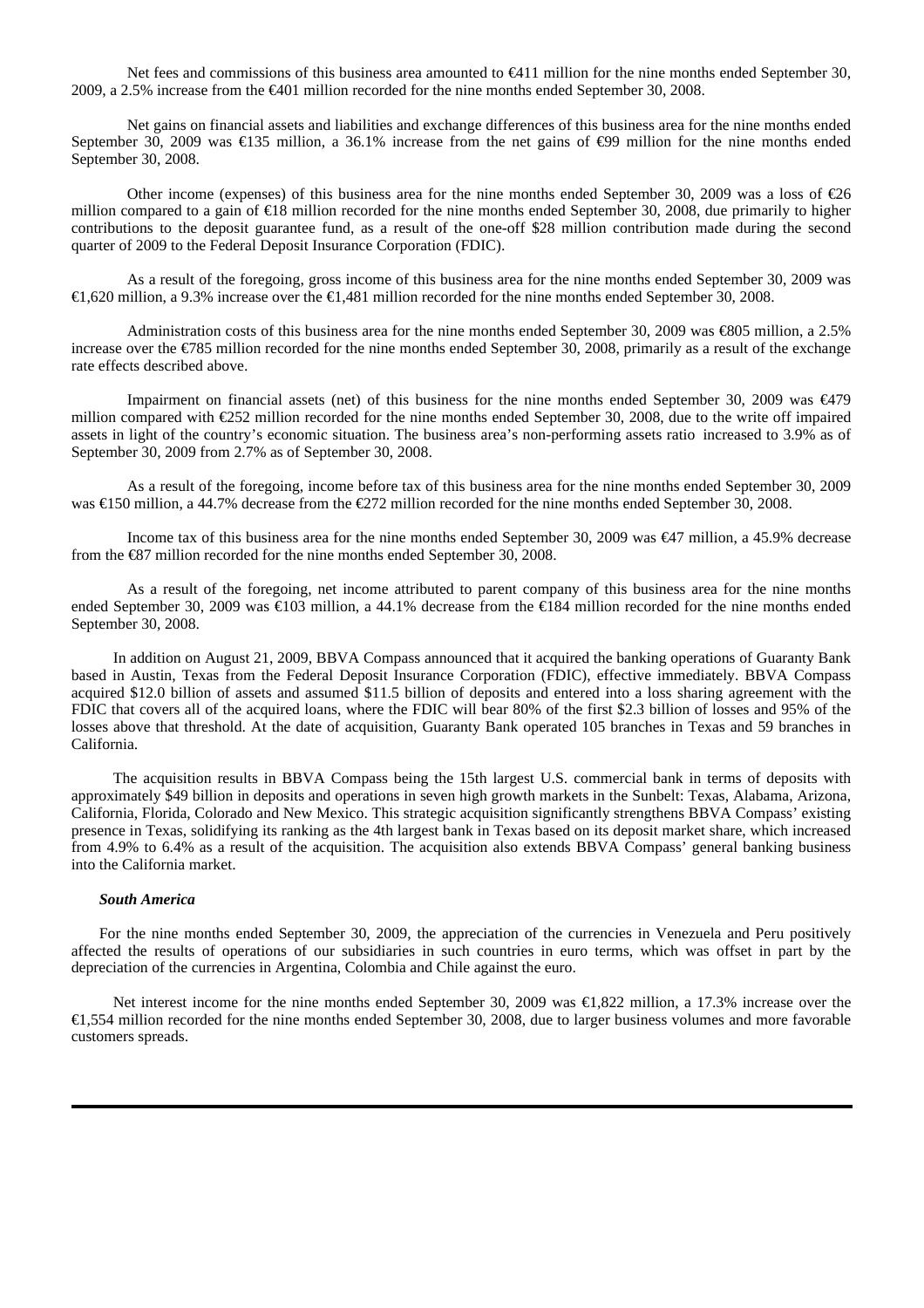Net fees and commissions of this business area amounted to €411 million for the nine months ended September 30, 2009, a 2.5% increase from the €401 million recorded for the nine months ended September 30, 2008.

Net gains on financial assets and liabilities and exchange differences of this business area for the nine months ended September 30, 2009 was €135 million, a 36.1% increase from the net gains of €99 million for the nine months ended September 30, 2008.

Other income (expenses) of this business area for the nine months ended September 30, 2009 was a loss of €26 million compared to a gain of €18 million recorded for the nine months ended September 30, 2008, due primarily to higher contributions to the deposit guarantee fund, as a result of the one-off $28 million contribution made during the second quarter of 2009 to the Federal Deposit Insurance Corporation (FDIC).

As a result of the foregoing, gross income of this business area for the nine months ended September 30, 2009 was €1,620 million, a 9.3% increase over the €1,481 million recorded for the nine months ended September 30, 2008.

Administration costs of this business area for the nine months ended September 30, 2009 was €805 million, a 2.5% increase over the €785 million recorded for the nine months ended September 30, 2008, primarily as a result of the exchange rate effects described above.

Impairment on financial assets (net) of this business for the nine months ended September 30, 2009 was €479 million compared with €252 million recorded for the nine months ended September 30, 2008, due to the write off impaired assets in light of the country's economic situation. The business area's non-performing assets ratio increased to 3.9% as of September 30, 2009 from 2.7% as of September 30, 2008.

As a result of the foregoing, income before tax of this business area for the nine months ended September 30, 2009 was €150 million, a 44.7% decrease from the €272 million recorded for the nine months ended September 30, 2008.

Income tax of this business area for the nine months ended September 30, 2009 was €47 million, a 45.9% decrease from the €87 million recorded for the nine months ended September 30, 2008.

As a result of the foregoing, net income attributed to parent company of this business area for the nine months ended September 30, 2009 was €103 million, a 44.1% decrease from the €184 million recorded for the nine months ended September 30, 2008.

In addition on August 21, 2009, BBVA Compass announced that it acquired the banking operations of Guaranty Bank based in Austin, Texas from the Federal Deposit Insurance Corporation (FDIC), effective immediately. BBVA Compass acquired $12.0 billion of assets and assumed $11.5 billion of deposits and entered into a loss sharing agreement with the FDIC that covers all of the acquired loans, where the FDIC will bear 80% of the first $2.3 billion of losses and 95% of the losses above that threshold. At the date of acquisition, Guaranty Bank operated 105 branches in Texas and 59 branches in California.

The acquisition results in BBVA Compass being the 15th largest U.S. commercial bank in terms of deposits with approximately $49 billion in deposits and operations in seven high growth markets in the Sunbelt: Texas, Alabama, Arizona, California, Florida, Colorado and New Mexico. This strategic acquisition significantly strengthens BBVA Compass' existing presence in Texas, solidifying its ranking as the 4th largest bank in Texas based on its deposit market share, which increased from 4.9% to 6.4% as a result of the acquisition. The acquisition also extends BBVA Compass' general banking business into the California market.

***South America***

For the nine months ended September 30, 2009, the appreciation of the currencies in Venezuela and Peru positively affected the results of operations of our subsidiaries in such countries in euro terms, which was offset in part by the depreciation of the currencies in Argentina, Colombia and Chile against the euro.

Net interest income for the nine months ended September 30, 2009 was €1,822 million, a 17.3% increase over the €1,554 million recorded for the nine months ended September 30, 2008, due to larger business volumes and more favorable customers spreads.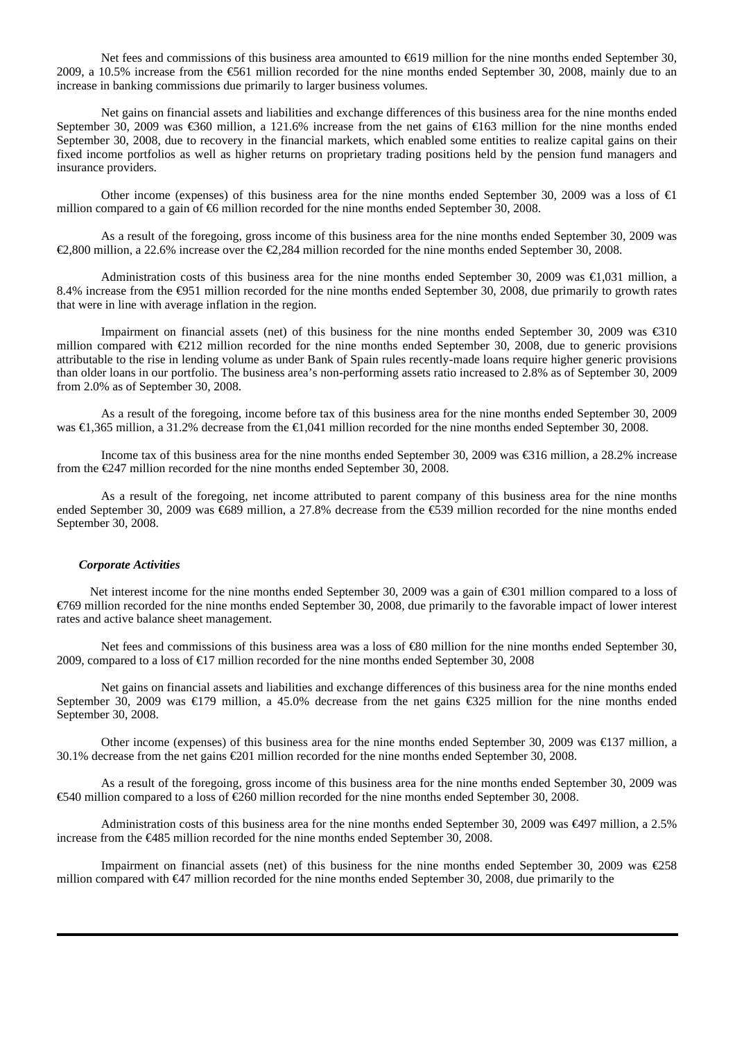Net fees and commissions of this business area amounted to €619 million for the nine months ended September 30, 2009, a 10.5% increase from the €561 million recorded for the nine months ended September 30, 2008, mainly due to an increase in banking commissions due primarily to larger business volumes.

Net gains on financial assets and liabilities and exchange differences of this business area for the nine months ended September 30, 2009 was €360 million, a 121.6% increase from the net gains of €163 million for the nine months ended September 30, 2008, due to recovery in the financial markets, which enabled some entities to realize capital gains on their fixed income portfolios as well as higher returns on proprietary trading positions held by the pension fund managers and insurance providers.

Other income (expenses) of this business area for the nine months ended September 30, 2009 was a loss of €1 million compared to a gain of €6 million recorded for the nine months ended September 30, 2008.

As a result of the foregoing, gross income of this business area for the nine months ended September 30, 2009 was €2,800 million, a 22.6% increase over the €2,284 million recorded for the nine months ended September 30, 2008.

Administration costs of this business area for the nine months ended September 30, 2009 was €1,031 million, a 8.4% increase from the €951 million recorded for the nine months ended September 30, 2008, due primarily to growth rates that were in line with average inflation in the region.

Impairment on financial assets (net) of this business for the nine months ended September 30, 2009 was €310 million compared with €212 million recorded for the nine months ended September 30, 2008, due to generic provisions attributable to the rise in lending volume as under Bank of Spain rules recently-made loans require higher generic provisions than older loans in our portfolio. The business area's non-performing assets ratio increased to 2.8% as of September 30, 2009 from 2.0% as of September 30, 2008.

As a result of the foregoing, income before tax of this business area for the nine months ended September 30, 2009 was €1,365 million, a 31.2% decrease from the €1,041 million recorded for the nine months ended September 30, 2008.

Income tax of this business area for the nine months ended September 30, 2009 was €316 million, a 28.2% increase from the €247 million recorded for the nine months ended September 30, 2008.

As a result of the foregoing, net income attributed to parent company of this business area for the nine months ended September 30, 2009 was €689 million, a 27.8% decrease from the €539 million recorded for the nine months ended September 30, 2008.

***Corporate Activities***

Net interest income for the nine months ended September 30, 2009 was a gain of €301 million compared to a loss of €769 million recorded for the nine months ended September 30, 2008, due primarily to the favorable impact of lower interest rates and active balance sheet management.

Net fees and commissions of this business area was a loss of €80 million for the nine months ended September 30, 2009, compared to a loss of €17 million recorded for the nine months ended September 30, 2008

Net gains on financial assets and liabilities and exchange differences of this business area for the nine months ended September 30, 2009 was €179 million, a 45.0% decrease from the net gains €325 million for the nine months ended September 30, 2008.

Other income (expenses) of this business area for the nine months ended September 30, 2009 was €137 million, a 30.1% decrease from the net gains €201 million recorded for the nine months ended September 30, 2008.

As a result of the foregoing, gross income of this business area for the nine months ended September 30, 2009 was €540 million compared to a loss of €260 million recorded for the nine months ended September 30, 2008.

Administration costs of this business area for the nine months ended September 30, 2009 was €497 million, a 2.5% increase from the €485 million recorded for the nine months ended September 30, 2008.

Impairment on financial assets (net) of this business for the nine months ended September 30, 2009 was €258 million compared with €47 million recorded for the nine months ended September 30, 2008, due primarily to the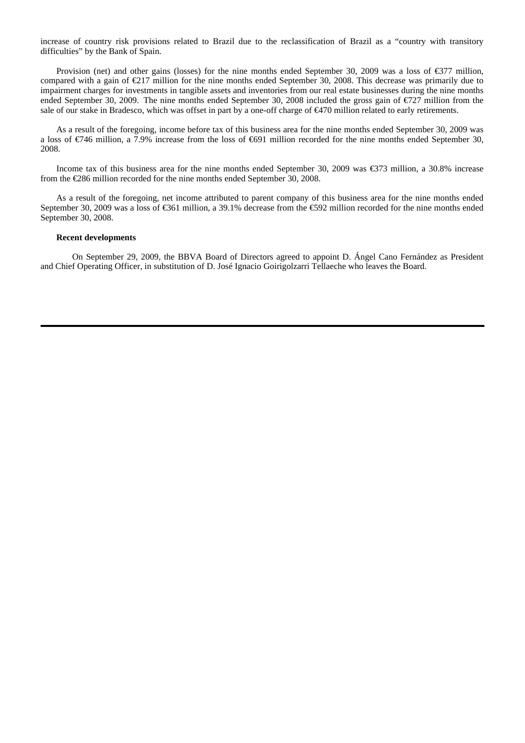increase of country risk provisions related to Brazil due to the reclassification of Brazil as a "country with transitory difficulties" by the Bank of Spain.

Provision (net) and other gains (losses) for the nine months ended September 30, 2009 was a loss of €377 million, compared with a gain of €217 million for the nine months ended September 30, 2008. This decrease was primarily due to impairment charges for investments in tangible assets and inventories from our real estate businesses during the nine months ended September 30, 2009. The nine months ended September 30, 2008 included the gross gain of €727 million from the sale of our stake in Bradesco, which was offset in part by a one-off charge of €470 million related to early retirements.

As a result of the foregoing, income before tax of this business area for the nine months ended September 30, 2009 was a loss of €746 million, a 7.9% increase from the loss of €691 million recorded for the nine months ended September 30, 2008.

Income tax of this business area for the nine months ended September 30, 2009 was €373 million, a 30.8% increase from the €286 million recorded for the nine months ended September 30, 2008.

As a result of the foregoing, net income attributed to parent company of this business area for the nine months ended September 30, 2009 was a loss of €361 million, a 39.1% decrease from the €592 million recorded for the nine months ended September 30, 2008.

**Recent developments**

On September 29, 2009, the BBVA Board of Directors agreed to appoint D. Ángel Cano Fernández as President and Chief Operating Officer, in substitution of D. José Ignacio Goirigolzarri Tellaeche who leaves the Board.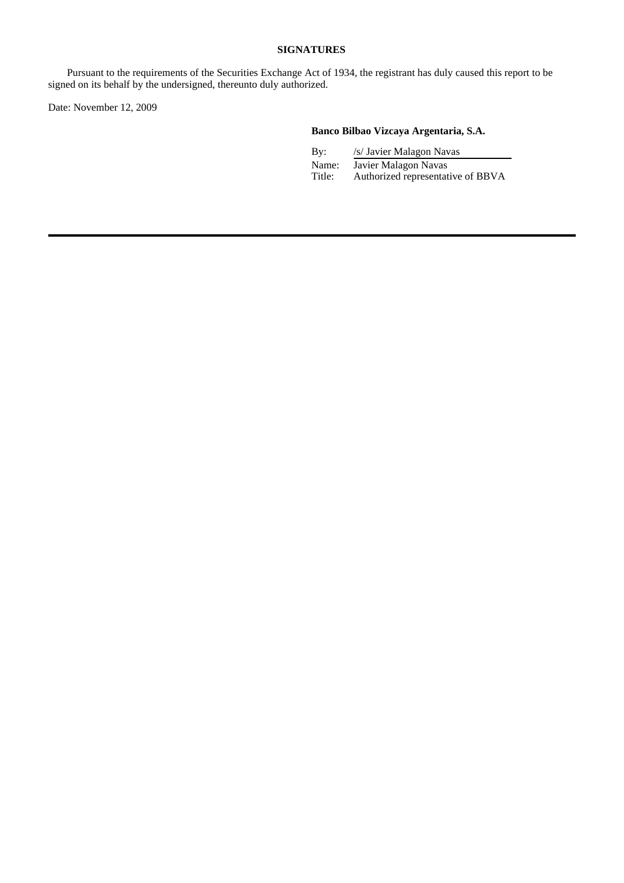**SIGNATURES**

Pursuant to the requirements of the Securities Exchange Act of 1934, the registrant has duly caused this report to be signed on its behalf by the undersigned, thereunto duly authorized.

Date: November 12, 2009

**Banco Bilbao Vizcaya Argentaria, S.A.**

| | |
|---|---|
| By: | /s/ Javier Malagon Navas |
| Name: | Javier Malagon Navas |
| Title: | Authorized representative of BBVA |